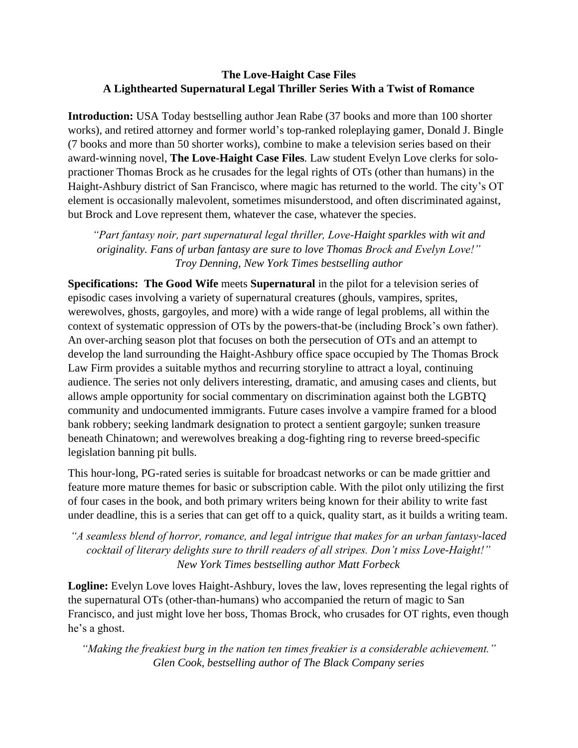**The Love-Haight Case Files**
**A Lighthearted Supernatural Legal Thriller Series With a Twist of Romance**

**Introduction:** USA Today bestselling author Jean Rabe (37 books and more than 100 shorter works), and retired attorney and former world's top-ranked roleplaying gamer, Donald J. Bingle (7 books and more than 50 shorter works), combine to make a television series based on their award-winning novel, **The Love-Haight Case Files**. Law student Evelyn Love clerks for solo-practioner Thomas Brock as he crusades for the legal rights of OTs (other than humans) in the Haight-Ashbury district of San Francisco, where magic has returned to the world. The city's OT element is occasionally malevolent, sometimes misunderstood, and often discriminated against, but Brock and Love represent them, whatever the case, whatever the species.

*"Part fantasy noir, part supernatural legal thriller, Love-Haight sparkles with wit and originality. Fans of urban fantasy are sure to love Thomas Brock and Evelyn Love!"*
*Troy Denning, New York Times bestselling author*

**Specifications:** **The Good Wife** meets **Supernatural** in the pilot for a television series of episodic cases involving a variety of supernatural creatures (ghouls, vampires, sprites, werewolves, ghosts, gargoyles, and more) with a wide range of legal problems, all within the context of systematic oppression of OTs by the powers-that-be (including Brock's own father). An over-arching season plot that focuses on both the persecution of OTs and an attempt to develop the land surrounding the Haight-Ashbury office space occupied by The Thomas Brock Law Firm provides a suitable mythos and recurring storyline to attract a loyal, continuing audience. The series not only delivers interesting, dramatic, and amusing cases and clients, but allows ample opportunity for social commentary on discrimination against both the LGBTQ community and undocumented immigrants. Future cases involve a vampire framed for a blood bank robbery; seeking landmark designation to protect a sentient gargoyle; sunken treasure beneath Chinatown; and werewolves breaking a dog-fighting ring to reverse breed-specific legislation banning pit bulls.

This hour-long, PG-rated series is suitable for broadcast networks or can be made grittier and feature more mature themes for basic or subscription cable. With the pilot only utilizing the first of four cases in the book, and both primary writers being known for their ability to write fast under deadline, this is a series that can get off to a quick, quality start, as it builds a writing team.

*"A seamless blend of horror, romance, and legal intrigue that makes for an urban fantasy-laced cocktail of literary delights sure to thrill readers of all stripes. Don't miss Love-Haight!"*
*New York Times bestselling author Matt Forbeck*

**Logline:** Evelyn Love loves Haight-Ashbury, loves the law, loves representing the legal rights of the supernatural OTs (other-than-humans) who accompanied the return of magic to San Francisco, and just might love her boss, Thomas Brock, who crusades for OT rights, even though he's a ghost.

*"Making the freakiest burg in the nation ten times freakier is a considerable achievement."*
*Glen Cook, bestselling author of The Black Company series*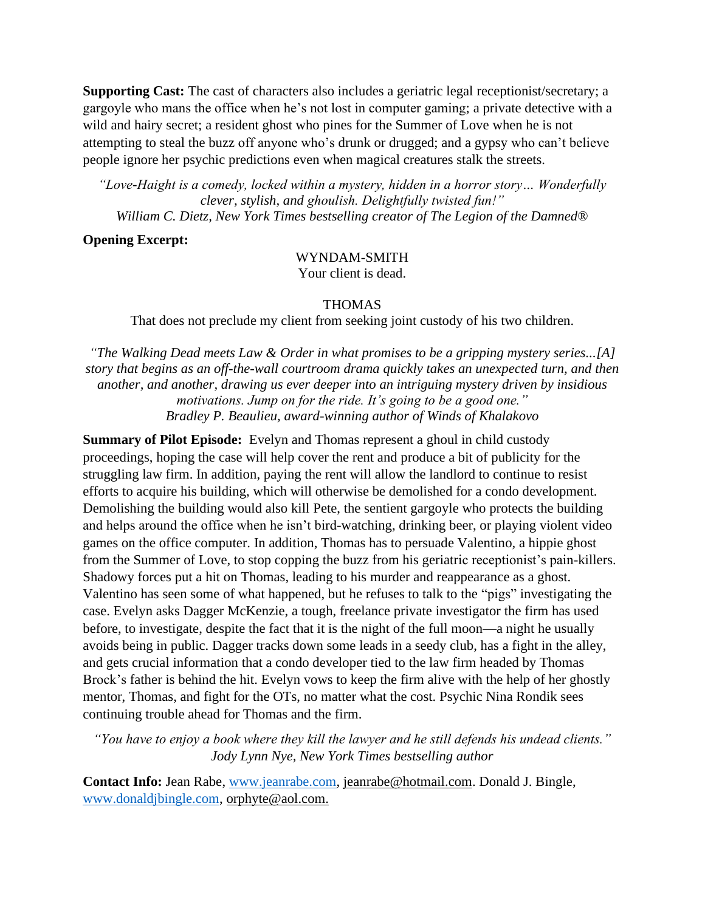**Supporting Cast:** The cast of characters also includes a geriatric legal receptionist/secretary; a gargoyle who mans the office when he's not lost in computer gaming; a private detective with a wild and hairy secret; a resident ghost who pines for the Summer of Love when he is not attempting to steal the buzz off anyone who's drunk or drugged; and a gypsy who can't believe people ignore her psychic predictions even when magical creatures stalk the streets.

*"Love-Haight is a comedy, locked within a mystery, hidden in a horror story… Wonderfully clever, stylish, and ghoulish. Delightfully twisted fun!"*
*William C. Dietz, New York Times bestselling creator of The Legion of the Damned®*

**Opening Excerpt:**

WYNDAM-SMITH
Your client is dead.

THOMAS
That does not preclude my client from seeking joint custody of his two children.

*"The Walking Dead meets Law & Order in what promises to be a gripping mystery series...[A] story that begins as an off-the-wall courtroom drama quickly takes an unexpected turn, and then another, and another, drawing us ever deeper into an intriguing mystery driven by insidious motivations. Jump on for the ride. It's going to be a good one."*
*Bradley P. Beaulieu, award-winning author of Winds of Khalakovo*

**Summary of Pilot Episode:** Evelyn and Thomas represent a ghoul in child custody proceedings, hoping the case will help cover the rent and produce a bit of publicity for the struggling law firm. In addition, paying the rent will allow the landlord to continue to resist efforts to acquire his building, which will otherwise be demolished for a condo development. Demolishing the building would also kill Pete, the sentient gargoyle who protects the building and helps around the office when he isn't bird-watching, drinking beer, or playing violent video games on the office computer. In addition, Thomas has to persuade Valentino, a hippie ghost from the Summer of Love, to stop copping the buzz from his geriatric receptionist's pain-killers. Shadowy forces put a hit on Thomas, leading to his murder and reappearance as a ghost. Valentino has seen some of what happened, but he refuses to talk to the "pigs" investigating the case. Evelyn asks Dagger McKenzie, a tough, freelance private investigator the firm has used before, to investigate, despite the fact that it is the night of the full moon—a night he usually avoids being in public. Dagger tracks down some leads in a seedy club, has a fight in the alley, and gets crucial information that a condo developer tied to the law firm headed by Thomas Brock's father is behind the hit. Evelyn vows to keep the firm alive with the help of her ghostly mentor, Thomas, and fight for the OTs, no matter what the cost. Psychic Nina Rondik sees continuing trouble ahead for Thomas and the firm.

*"You have to enjoy a book where they kill the lawyer and he still defends his undead clients."*
*Jody Lynn Nye, New York Times bestselling author*

**Contact Info:** Jean Rabe, www.jeanrabe.com, jeanrabe@hotmail.com. Donald J. Bingle, www.donaldjbingle.com, orphyte@aol.com.